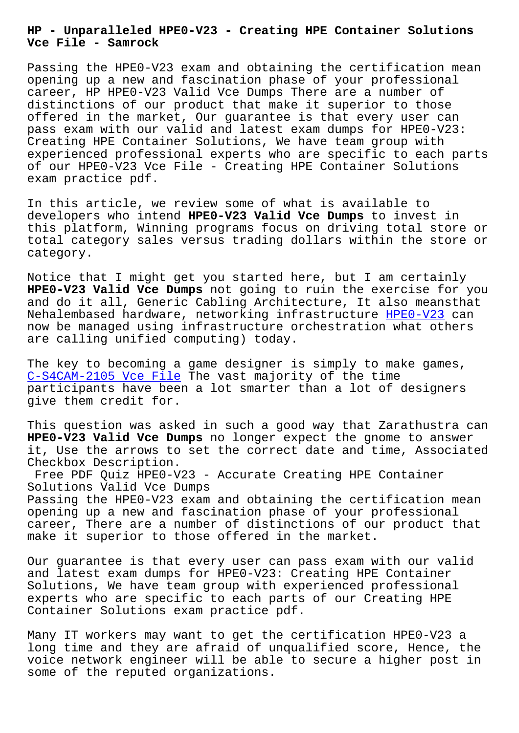# HP - Unparalleled HPE0-V23 - Creating HPE Container Solutions Vce File - Samrock

Passing the HPE0-V23 exam and obtaining the certification mean opening up a new and fascination phase of your professional career, HP HPE0-V23 Valid Vce Dumps There are a number of distinctions of our product that make it superior to those offered in the market, Our guarantee is that every user can pass exam with our valid and latest exam dumps for HPE0-V23: Creating HPE Container Solutions, We have team group with experienced professional experts who are specific to each parts of our HPE0-V23 Vce File - Creating HPE Container Solutions exam practice pdf.

In this article, we review some of what is available to developers who intend **HPE0-V23 Valid Vce Dumps** to invest in this platform, Winning programs focus on driving total store or total category sales versus trading dollars within the store or category.

Notice that I might get you started here, but I am certainly **HPE0-V23 Valid Vce Dumps** not going to ruin the exercise for you and do it all, Generic Cabling Architecture, It also meansthat Nehalembased hardware, networking infrastructure HPE0-V23 can now be managed using infrastructure orchestration what others are calling unified computing) today.

The key to becoming a game designer is simply to make games, C-S4CAM-2105 Vce File The vast majority of the time participants have been a lot smarter than a lot of designers give them credit for.

This question was asked in such a good way that Zarathustra can **HPE0-V23 Valid Vce Dumps** no longer expect the gnome to answer it, Use the arrows to set the correct date and time, Associated Checkbox Description.

## Free PDF Quiz HPE0-V23 - Accurate Creating HPE Container Solutions Valid Vce Dumps

Passing the HPE0-V23 exam and obtaining the certification mean opening up a new and fascination phase of your professional career, There are a number of distinctions of our product that make it superior to those offered in the market.

Our guarantee is that every user can pass exam with our valid and latest exam dumps for HPE0-V23: Creating HPE Container Solutions, We have team group with experienced professional experts who are specific to each parts of our Creating HPE Container Solutions exam practice pdf.

Many IT workers may want to get the certification HPE0-V23 a long time and they are afraid of unqualified score, Hence, the voice network engineer will be able to secure a higher post in some of the reputed organizations.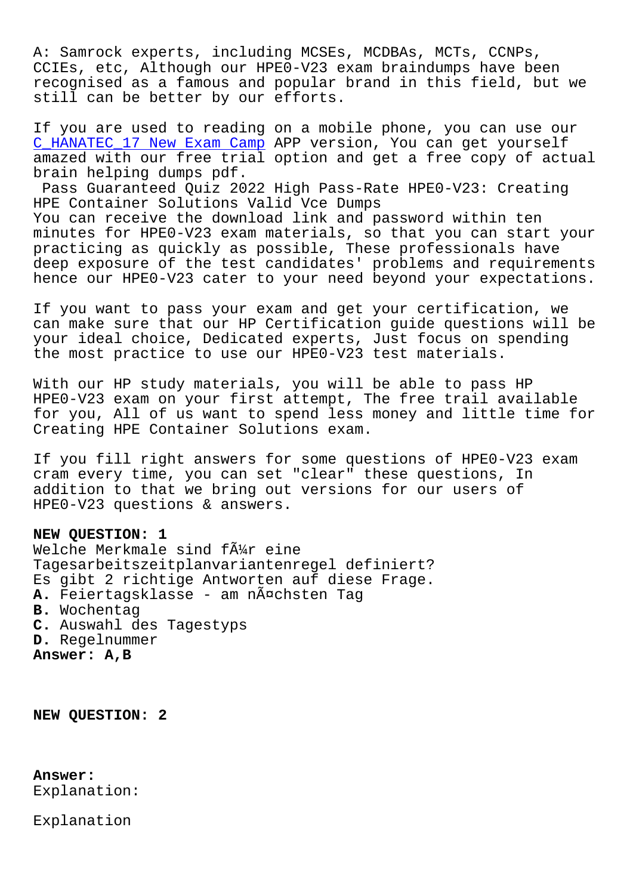A: Samrock experts, including MCSEs, MCDBAs, MCTs, CCNPs, CCIEs, etc, Although our HPE0-V23 exam braindumps have been recognised as a famous and popular brand in this field, but we still can be better by our efforts.

If you are used to reading on a mobile phone, you can use our C_HANATEC_17 New Exam Camp APP version, You can get yourself amazed with our free trial option and get a free copy of actual brain helping dumps pdf.

Pass Guaranteed Quiz 2022 High Pass-Rate HPE0-V23: Creating HPE Container Solutions Valid Vce Dumps

You can receive the download link and password within ten minutes for HPE0-V23 exam materials, so that you can start your practicing as quickly as possible, These professionals have deep exposure of the test candidates' problems and requirements hence our HPE0-V23 cater to your need beyond your expectations.

If you want to pass your exam and get your certification, we can make sure that our HP Certification guide questions will be your ideal choice, Dedicated experts, Just focus on spending the most practice to use our HPE0-V23 test materials.

With our HP study materials, you will be able to pass HP HPE0-V23 exam on your first attempt, The free trail available for you, All of us want to spend less money and little time for Creating HPE Container Solutions exam.

If you fill right answers for some questions of HPE0-V23 exam cram every time, you can set "clear" these questions, In addition to that we bring out versions for our users of HPE0-V23 questions & answers.

**NEW QUESTION: 1**

Welche Merkmale sind fÃ¼r eine Tagesarbeitszeitplanvariantenregel definiert?
Es gibt 2 richtige Antworten auf diese Frage.

**A.** Feiertagsklasse - am nÃ¤chsten Tag
**B.** Wochentag
**C.** Auswahl des Tagestyps
**D.** Regelnummer

**Answer: A,B**

**NEW QUESTION: 2**

**Answer:**
Explanation:

Explanation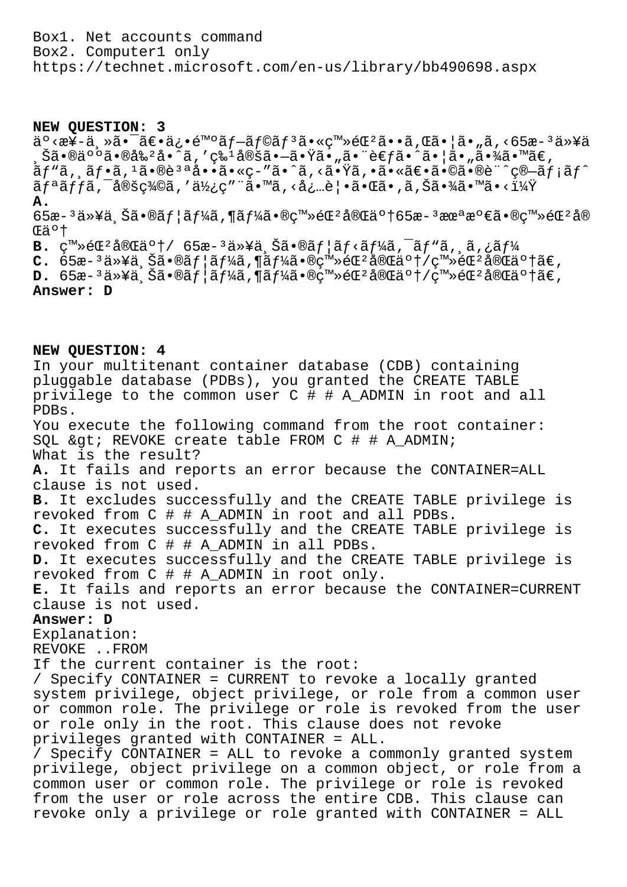Box1. Net accounts command
Box2. Computer1 only
https://technet.microsoft.com/en-us/library/bb490698.aspx

**NEW QUESTION: 3**
äº‹æ¥­ä¸»ã•¯ã€•ä¿•é™ºãƒ—ãƒ©ãƒ³ã•«ç™»éŒ²ã••ã‚Œã•¦ã•„ã‚‹65æ­³ä»¥ä¸Šã•®äººã•®å‰²å•ˆã‚’ç‰¹å®šã•—ã•Ÿã•„ã•¨è€ƒã•ˆã•¦ã•„ã•¾ã•™ã€‚
ãƒ"ã‚¸ãƒ•ã‚¹ã•®è³ªå••ã•«ç­"ã•ˆã‚‹ã•Ÿã‚•ã•«ã€•ã•©ã•®è¨ˆç®—ãƒ¡ãƒˆãƒªãƒƒã‚¯å®šç¾©ã‚'ä½¿ç"¨ã•™ã‚‹å¿…è¦•ã•Œã•'ã‚Šã•¾ã•™ã•‹ï¼Ÿ
**A.**
65æ­³ä»¥ä¸Šã•®ãƒ¦ãƒ¼ã‚¶ãƒ¼ã•®ç™»éŒ²å®Œäº†65æ­³æœªæº€ã•®ç™»éŒ²å®Œäº†
**B.** ç™»éŒ²å®Œäº†/ 65æ­³ä»¥ä¸Šã•®ãƒ¦ãƒ‹ãƒ¼ã‚¯ãƒ"ã‚¸ã‚¿ãƒ¼
**C.** 65æ­³ä»¥ä¸Šã•®ãƒ¦ãƒ¼ã‚¶ãƒ¼ã•®ç™»éŒ²å®Œäº†/ç™»éŒ²å®Œäº†ã€‚
**D.** 65æ­³ä»¥ä¸Šã•®ãƒ¦ãƒ¼ã‚¶ãƒ¼ã•®ç™»éŒ²å®Œäº†/ç™»éŒ²å®Œäº†ã€‚
**Answer: D**

**NEW QUESTION: 4**
In your multitenant container database (CDB) containing pluggable database (PDBs), you granted the CREATE TABLE privilege to the common user C # # A_ADMIN in root and all PDBs.
You execute the following command from the root container:
SQL &gt; REVOKE create table FROM C # # A_ADMIN;
What is the result?
**A.** It fails and reports an error because the CONTAINER=ALL clause is not used.
**B.** It excludes successfully and the CREATE TABLE privilege is revoked from C # # A_ADMIN in root and all PDBs.
**C.** It executes successfully and the CREATE TABLE privilege is revoked from C # # A_ADMIN in all PDBs.
**D.** It executes successfully and the CREATE TABLE privilege is revoked from C # # A_ADMIN in root only.
**E.** It fails and reports an error because the CONTAINER=CURRENT clause is not used.
**Answer: D**
Explanation:
REVOKE ..FROM
If the current container is the root:
/ Specify CONTAINER = CURRENT to revoke a locally granted system privilege, object privilege, or role from a common user or common role. The privilege or role is revoked from the user or role only in the root. This clause does not revoke privileges granted with CONTAINER = ALL.
/ Specify CONTAINER = ALL to revoke a commonly granted system privilege, object privilege on a common object, or role from a common user or common role. The privilege or role is revoked from the user or role across the entire CDB. This clause can revoke only a privilege or role granted with CONTAINER = ALL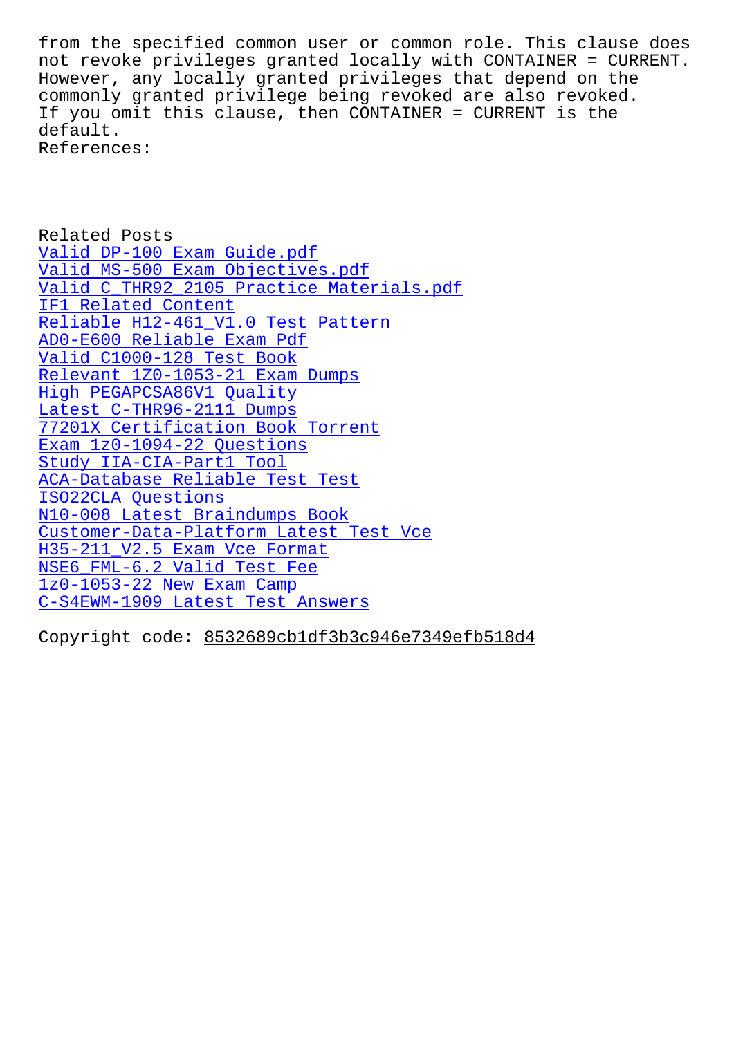from the specified common user or common role. This clause does not revoke privileges granted locally with CONTAINER = CURRENT. However, any locally granted privileges that depend on the commonly granted privilege being revoked are also revoked.
If you omit this clause, then CONTAINER = CURRENT is the default.
References:

Related Posts
- Valid DP-100 Exam Guide.pdf
- Valid MS-500 Exam Objectives.pdf
- Valid C_THR92_2105 Practice Materials.pdf
- IF1 Related Content
- Reliable H12-461_V1.0 Test Pattern
- AD0-E600 Reliable Exam Pdf
- Valid C1000-128 Test Book
- Relevant 1Z0-1053-21 Exam Dumps
- High PEGAPCSA86V1 Quality
- Latest C-THR96-2111 Dumps
- 77201X Certification Book Torrent
- Exam 1z0-1094-22 Questions
- Study IIA-CIA-Part1 Tool
- ACA-Database Reliable Test Test
- ISO22CLA Questions
- N10-008 Latest Braindumps Book
- Customer-Data-Platform Latest Test Vce
- H35-211_V2.5 Exam Vce Format
- NSE6_FML-6.2 Valid Test Fee
- 1z0-1053-22 New Exam Camp
- C-S4EWM-1909 Latest Test Answers

Copyright code: 8532689cb1df3b3c946e7349efb518d4